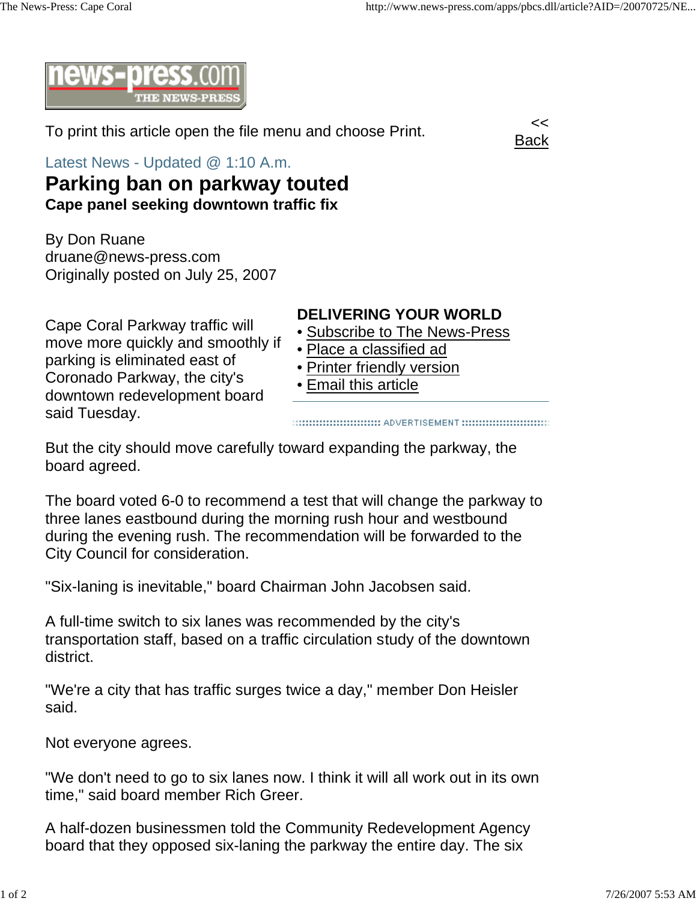To print this article open the file menu and choose Print.

<< Back

Latest News - Updated @ 1:10 A.m.

# Parking ban on parkway touted

**Cape panel seeking downtown traffic fix**

By Don Ruane
druane@news-press.com
Originally posted on July 25, 2007

**DELIVERING YOUR WORLD**

- Subscribe to The News-Press
- Place a classified ad
- Printer friendly version
- Email this article

Cape Coral Parkway traffic will move more quickly and smoothly if parking is eliminated east of Coronado Parkway, the city's downtown redevelopment board said Tuesday.

But the city should move carefully toward expanding the parkway, the board agreed.

The board voted 6-0 to recommend a test that will change the parkway to three lanes eastbound during the morning rush hour and westbound during the evening rush. The recommendation will be forwarded to the City Council for consideration.

"Six-laning is inevitable," board Chairman John Jacobsen said.

A full-time switch to six lanes was recommended by the city's transportation staff, based on a traffic circulation study of the downtown district.

"We're a city that has traffic surges twice a day," member Don Heisler said.

Not everyone agrees.

"We don't need to go to six lanes now. I think it will all work out in its own time," said board member Rich Greer.

A half-dozen businessmen told the Community Redevelopment Agency board that they opposed six-laning the parkway the entire day. The six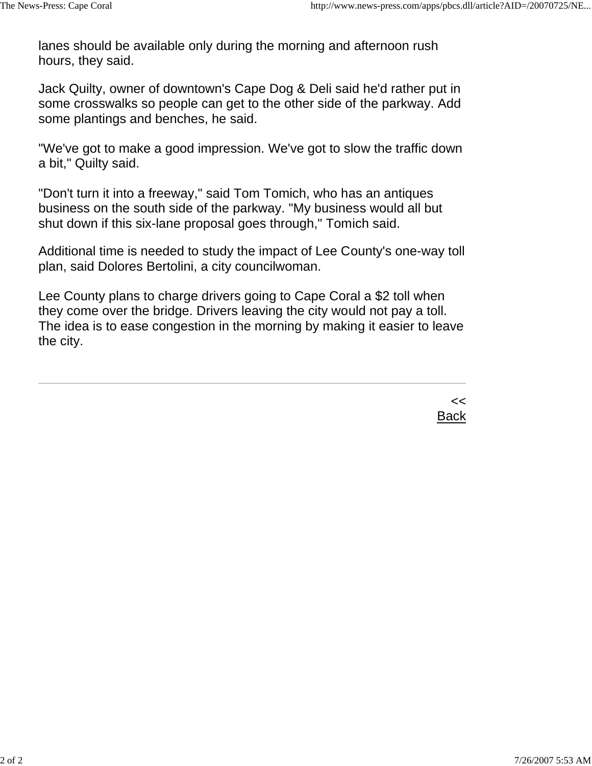lanes should be available only during the morning and afternoon rush hours, they said.

Jack Quilty, owner of downtown's Cape Dog & Deli said he'd rather put in some crosswalks so people can get to the other side of the parkway. Add some plantings and benches, he said.

"We've got to make a good impression. We've got to slow the traffic down a bit," Quilty said.

"Don't turn it into a freeway," said Tom Tomich, who has an antiques business on the south side of the parkway. "My business would all but shut down if this six-lane proposal goes through," Tomich said.

Additional time is needed to study the impact of Lee County's one-way toll plan, said Dolores Bertolini, a city councilwoman.

Lee County plans to charge drivers going to Cape Coral a $2 toll when they come over the bridge. Drivers leaving the city would not pay a toll. The idea is to ease congestion in the morning by making it easier to leave the city.

---

<< Back